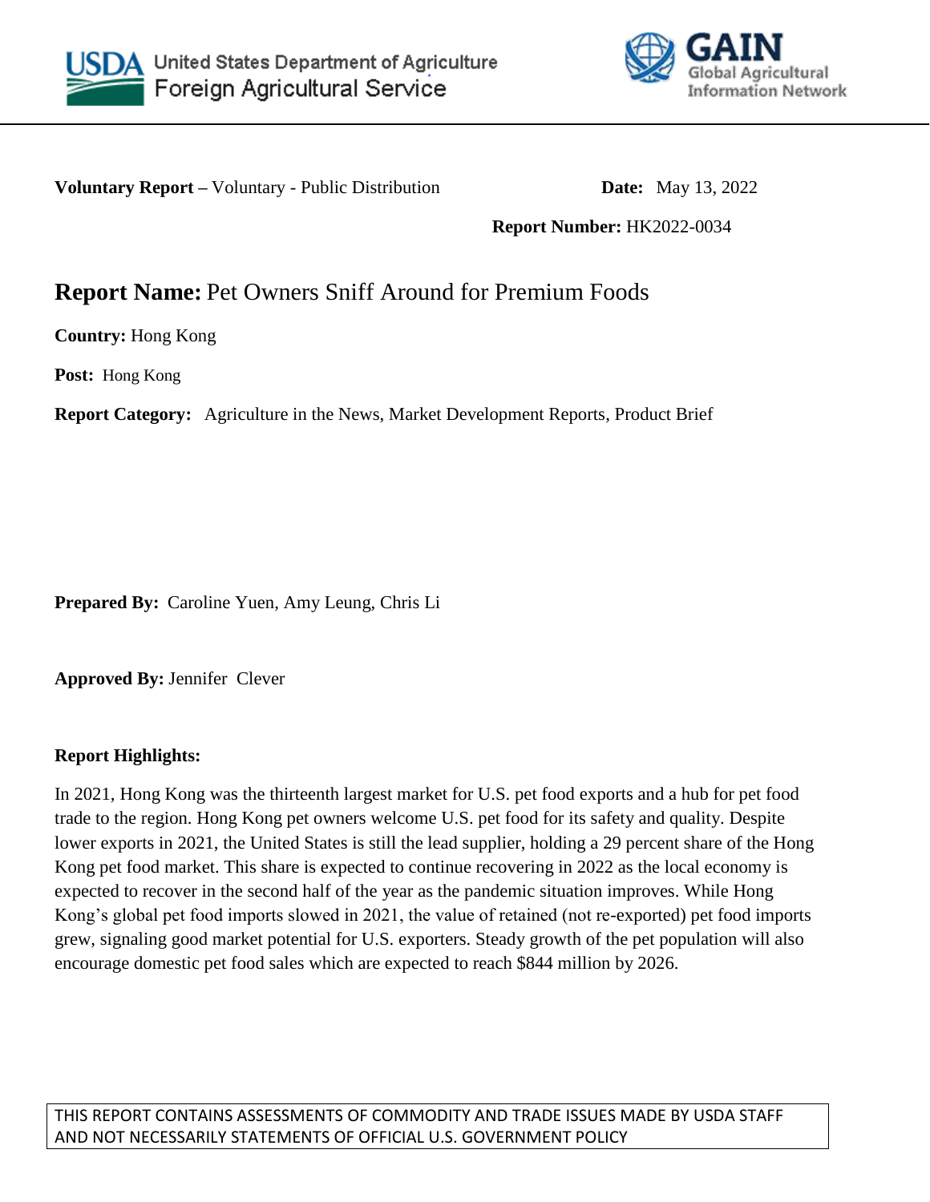United States Department of Agriculture
Foreign Agricultural Service

GAIN
Global Agricultural Information Network

**Voluntary Report –** Voluntary - Public Distribution **Date:** May 13, 2022

**Report Number:** HK2022-0034

# **Report Name:** Pet Owners Sniff Around for Premium Foods

**Country:** Hong Kong

**Post:** Hong Kong

**Report Category:** Agriculture in the News, Market Development Reports, Product Brief

**Prepared By:** Caroline Yuen, Amy Leung, Chris Li

**Approved By:** Jennifer Clever

**Report Highlights:**

In 2021, Hong Kong was the thirteenth largest market for U.S. pet food exports and a hub for pet food trade to the region. Hong Kong pet owners welcome U.S. pet food for its safety and quality. Despite lower exports in 2021, the United States is still the lead supplier, holding a 29 percent share of the Hong Kong pet food market. This share is expected to continue recovering in 2022 as the local economy is expected to recover in the second half of the year as the pandemic situation improves. While Hong Kong's global pet food imports slowed in 2021, the value of retained (not re-exported) pet food imports grew, signaling good market potential for U.S. exporters. Steady growth of the pet population will also encourage domestic pet food sales which are expected to reach $844 million by 2026.

THIS REPORT CONTAINS ASSESSMENTS OF COMMODITY AND TRADE ISSUES MADE BY USDA STAFF AND NOT NECESSARILY STATEMENTS OF OFFICIAL U.S. GOVERNMENT POLICY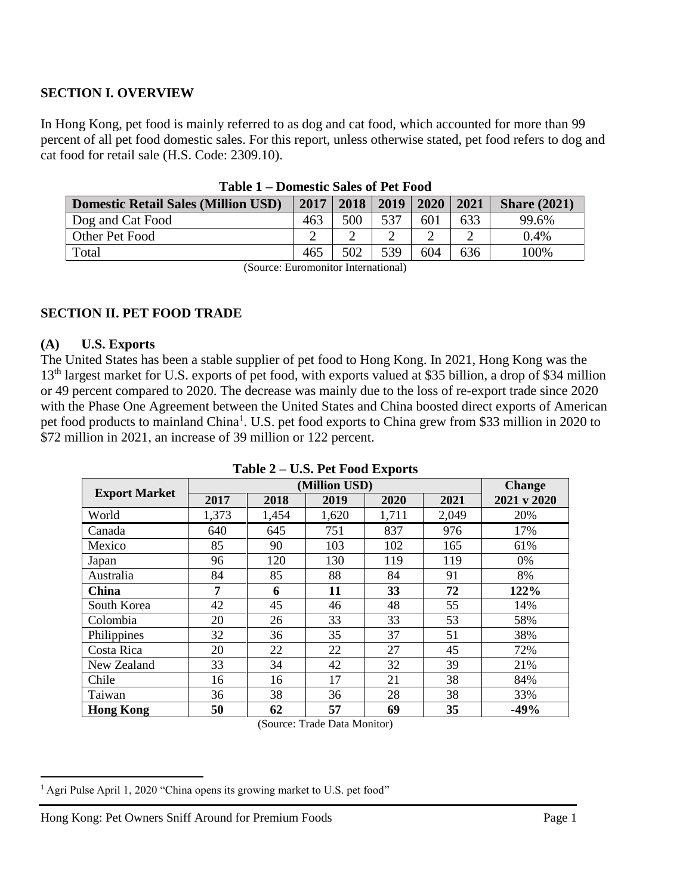## SECTION I. OVERVIEW

In Hong Kong, pet food is mainly referred to as dog and cat food, which accounted for more than 99 percent of all pet food domestic sales. For this report, unless otherwise stated, pet food refers to dog and cat food for retail sale (H.S. Code: 2309.10).

**Table 1 – Domestic Sales of Pet Food**

| Domestic Retail Sales (Million USD) | 2017 | 2018 | 2019 | 2020 | 2021 | Share (2021) |
|---|---|---|---|---|---|---|
| Dog and Cat Food | 463 | 500 | 537 | 601 | 633 | 99.6% |
| Other Pet Food | 2 | 2 | 2 | 2 | 2 | 0.4% |
| Total | 465 | 502 | 539 | 604 | 636 | 100% |

(Source: Euromonitor International)

## SECTION II. PET FOOD TRADE

### (A) U.S. Exports

The United States has been a stable supplier of pet food to Hong Kong. In 2021, Hong Kong was the 13th largest market for U.S. exports of pet food, with exports valued at $35 billion, a drop of $34 million or 49 percent compared to 2020. The decrease was mainly due to the loss of re-export trade since 2020 with the Phase One Agreement between the United States and China boosted direct exports of American pet food products to mainland China[1]. U.S. pet food exports to China grew from $33 million in 2020 to $72 million in 2021, an increase of 39 million or 122 percent.

**Table 2 – U.S. Pet Food Exports**

| Export Market | (Million USD) | | | | | Change |
|---|---|---|---|---|---|---|
| | 2017 | 2018 | 2019 | 2020 | 2021 | 2021 v 2020 |
| World | 1,373 | 1,454 | 1,620 | 1,711 | 2,049 | 20% |
| Canada | 640 | 645 | 751 | 837 | 976 | 17% |
| Mexico | 85 | 90 | 103 | 102 | 165 | 61% |
| Japan | 96 | 120 | 130 | 119 | 119 | 0% |
| Australia | 84 | 85 | 88 | 84 | 91 | 8% |
| **China** | **7** | **6** | **11** | **33** | **72** | **122%** |
| South Korea | 42 | 45 | 46 | 48 | 55 | 14% |
| Colombia | 20 | 26 | 33 | 33 | 53 | 58% |
| Philippines | 32 | 36 | 35 | 37 | 51 | 38% |
| Costa Rica | 20 | 22 | 22 | 27 | 45 | 72% |
| New Zealand | 33 | 34 | 42 | 32 | 39 | 21% |
| Chile | 16 | 16 | 17 | 21 | 38 | 84% |
| Taiwan | 36 | 38 | 36 | 28 | 38 | 33% |
| **Hong Kong** | **50** | **62** | **57** | **69** | **35** | **-49%** |

(Source: Trade Data Monitor)

[1] Agri Pulse April 1, 2020 "China opens its growing market to U.S. pet food"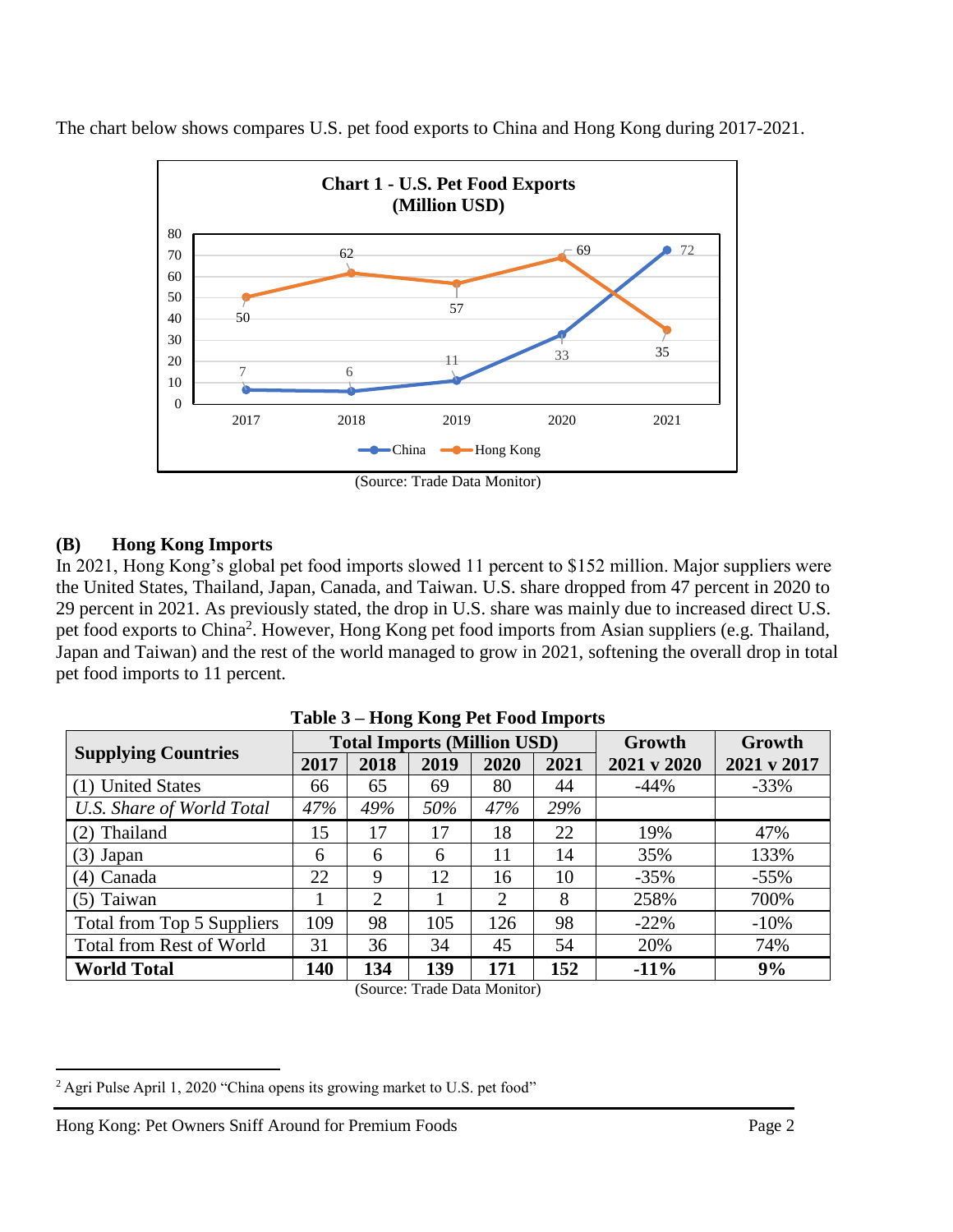The chart below shows compares U.S. pet food exports to China and Hong Kong during 2017-2021.

**Chart 1 - U.S. Pet Food Exports (Million USD)**

| | 2017 | 2018 | 2019 | 2020 | 2021 |
|---|---|---|---|---|---|
| China | 7 | 6 | 11 | 33 | 72 |
| Hong Kong | 50 | 62 | 57 | 69 | 35 |

(Source: Trade Data Monitor)

## (B) Hong Kong Imports

In 2021, Hong Kong's global pet food imports slowed 11 percent to $152 million. Major suppliers were the United States, Thailand, Japan, Canada, and Taiwan. U.S. share dropped from 47 percent in 2020 to 29 percent in 2021. As previously stated, the drop in U.S. share was mainly due to increased direct U.S. pet food exports to China[2]. However, Hong Kong pet food imports from Asian suppliers (e.g. Thailand, Japan and Taiwan) and the rest of the world managed to grow in 2021, softening the overall drop in total pet food imports to 11 percent.

**Table 3 – Hong Kong Pet Food Imports**

| Supplying Countries | Total Imports (Million USD) | | | | | Growth | Growth |
|---|---|---|---|---|---|---|---|
| | 2017 | 2018 | 2019 | 2020 | 2021 | 2021 v 2020 | 2021 v 2017 |
| (1) United States | 66 | 65 | 69 | 80 | 44 | -44% | -33% |
| *U.S. Share of World Total* | *47%* | *49%* | *50%* | *47%* | *29%* | | |
| (2) Thailand | 15 | 17 | 17 | 18 | 22 | 19% | 47% |
| (3) Japan | 6 | 6 | 6 | 11 | 14 | 35% | 133% |
| (4) Canada | 22 | 9 | 12 | 16 | 10 | -35% | -55% |
| (5) Taiwan | 1 | 2 | 1 | 2 | 8 | 258% | 700% |
| Total from Top 5 Suppliers | 109 | 98 | 105 | 126 | 98 | -22% | -10% |
| Total from Rest of World | 31 | 36 | 34 | 45 | 54 | 20% | 74% |
| **World Total** | **140** | **134** | **139** | **171** | **152** | **-11%** | **9%** |

(Source: Trade Data Monitor)

[2] Agri Pulse April 1, 2020 "China opens its growing market to U.S. pet food"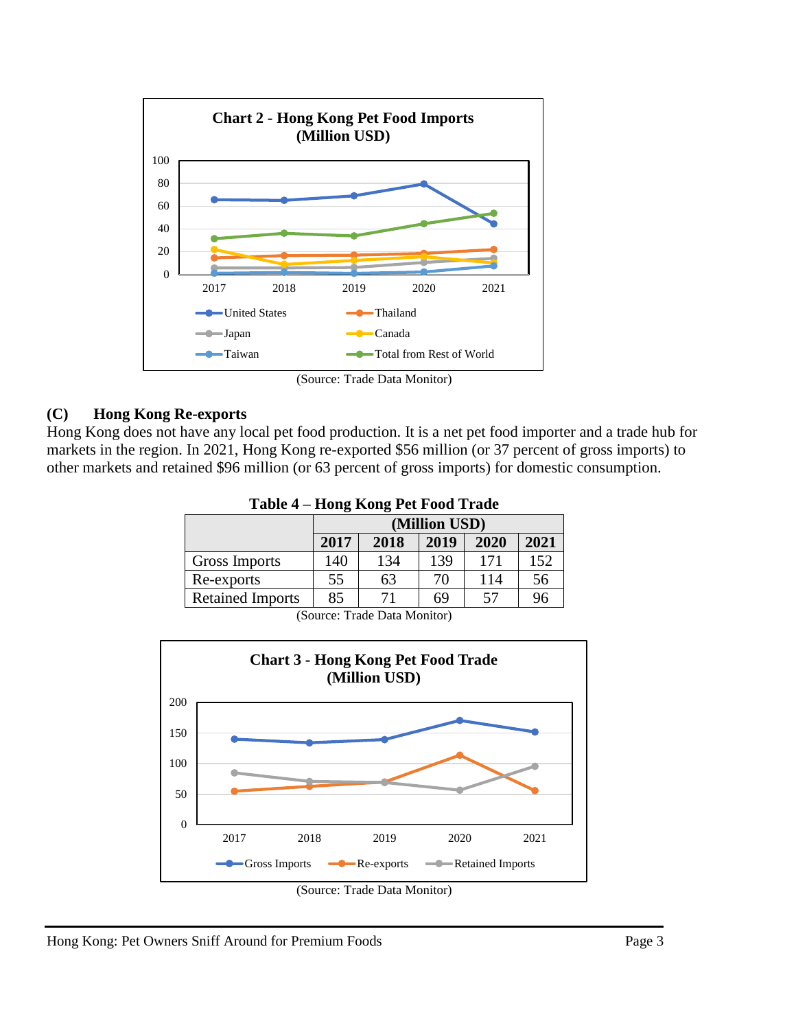**Chart 2 - Hong Kong Pet Food Imports (Million USD)**

(Source: Trade Data Monitor)

### (C) Hong Kong Re-exports

Hong Kong does not have any local pet food production. It is a net pet food importer and a trade hub for markets in the region. In 2021, Hong Kong re-exported $56 million (or 37 percent of gross imports) to other markets and retained $96 million (or 63 percent of gross imports) for domestic consumption.

**Table 4 – Hong Kong Pet Food Trade**

| | (Million USD) | | | | |
|---|---|---|---|---|---|
| | **2017** | **2018** | **2019** | **2020** | **2021** |
| Gross Imports | 140 | 134 | 139 | 171 | 152 |
| Re-exports | 55 | 63 | 70 | 114 | 56 |
| Retained Imports | 85 | 71 | 69 | 57 | 96 |

(Source: Trade Data Monitor)

**Chart 3 - Hong Kong Pet Food Trade (Million USD)**

(Source: Trade Data Monitor)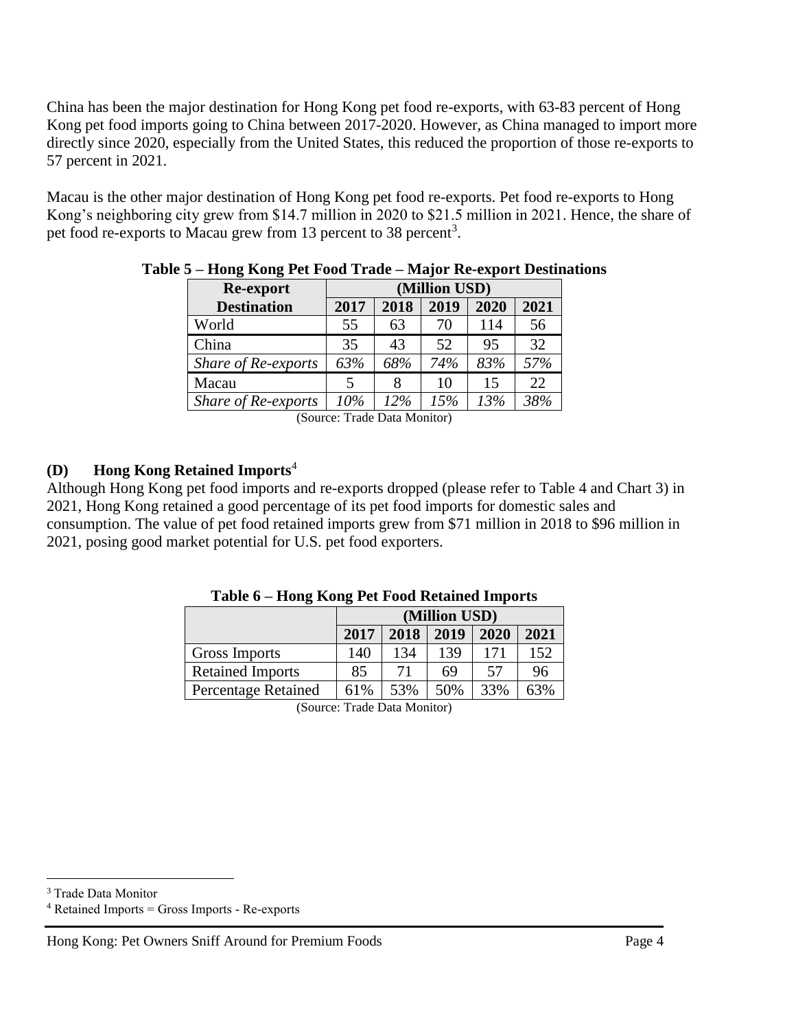China has been the major destination for Hong Kong pet food re-exports, with 63-83 percent of Hong Kong pet food imports going to China between 2017-2020. However, as China managed to import more directly since 2020, especially from the United States, this reduced the proportion of those re-exports to 57 percent in 2021.

Macau is the other major destination of Hong Kong pet food re-exports. Pet food re-exports to Hong Kong's neighboring city grew from \$14.7 million in 2020 to \$21.5 million in 2021. Hence, the share of pet food re-exports to Macau grew from 13 percent to 38 percent[3].

**Table 5 – Hong Kong Pet Food Trade – Major Re-export Destinations**

| Re-export Destination | (Million USD) | | | | |
|---|---|---|---|---|---|
| | 2017 | 2018 | 2019 | 2020 | 2021 |
| World | 55 | 63 | 70 | 114 | 56 |
| China | 35 | 43 | 52 | 95 | 32 |
| *Share of Re-exports* | *63%* | *68%* | *74%* | *83%* | *57%* |
| Macau | 5 | 8 | 10 | 15 | 22 |
| *Share of Re-exports* | *10%* | *12%* | *15%* | *13%* | *38%* |

(Source: Trade Data Monitor)

### (D) Hong Kong Retained Imports[4]

Although Hong Kong pet food imports and re-exports dropped (please refer to Table 4 and Chart 3) in 2021, Hong Kong retained a good percentage of its pet food imports for domestic sales and consumption. The value of pet food retained imports grew from \$71 million in 2018 to \$96 million in 2021, posing good market potential for U.S. pet food exporters.

**Table 6 – Hong Kong Pet Food Retained Imports**

| | (Million USD) | | | | |
|---|---|---|---|---|---|
| | 2017 | 2018 | 2019 | 2020 | 2021 |
| Gross Imports | 140 | 134 | 139 | 171 | 152 |
| Retained Imports | 85 | 71 | 69 | 57 | 96 |
| Percentage Retained | 61% | 53% | 50% | 33% | 63% |

(Source: Trade Data Monitor)

[3] Trade Data Monitor

[4] Retained Imports = Gross Imports - Re-exports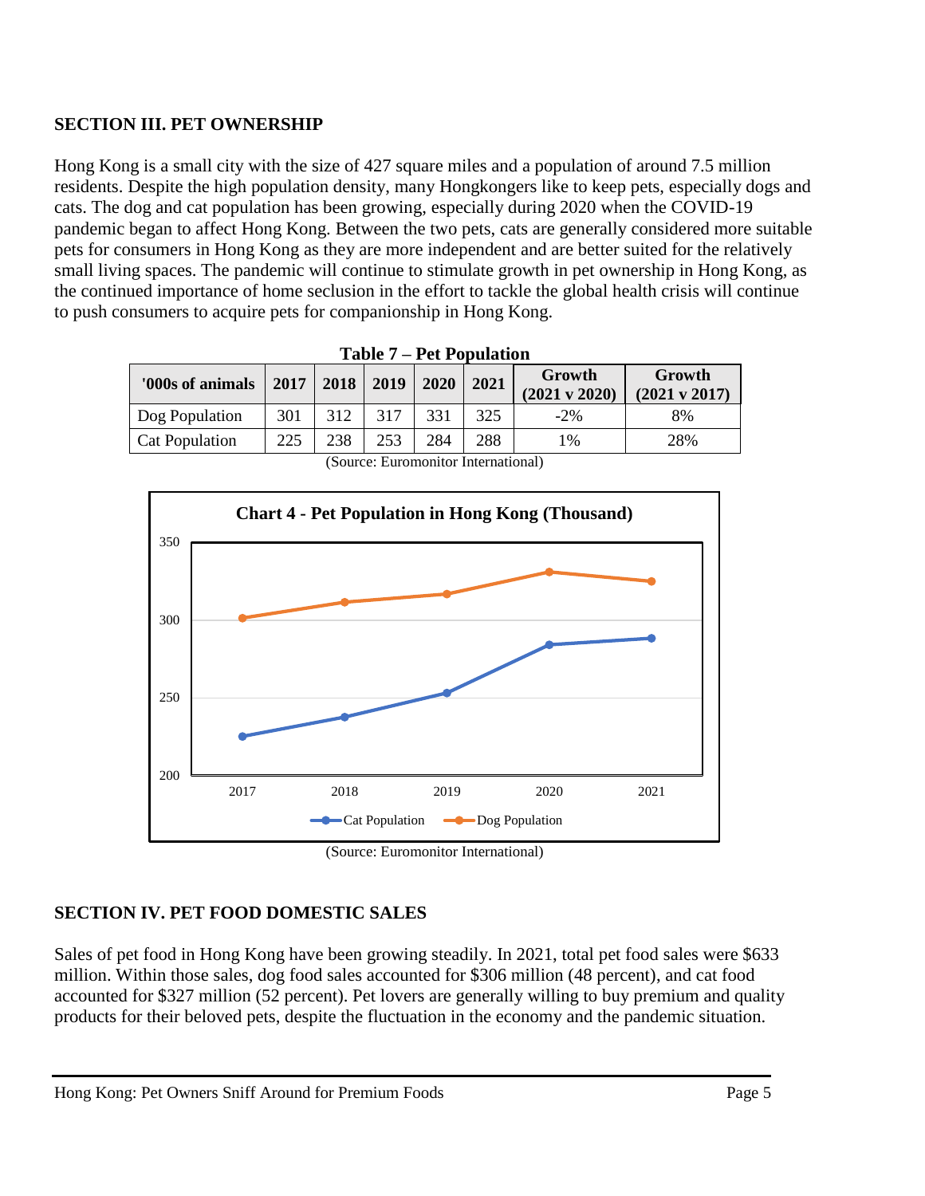## SECTION III. PET OWNERSHIP

Hong Kong is a small city with the size of 427 square miles and a population of around 7.5 million residents. Despite the high population density, many Hongkongers like to keep pets, especially dogs and cats. The dog and cat population has been growing, especially during 2020 when the COVID-19 pandemic began to affect Hong Kong. Between the two pets, cats are generally considered more suitable pets for consumers in Hong Kong as they are more independent and are better suited for the relatively small living spaces. The pandemic will continue to stimulate growth in pet ownership in Hong Kong, as the continued importance of home seclusion in the effort to tackle the global health crisis will continue to push consumers to acquire pets for companionship in Hong Kong.

**Table 7 – Pet Population**

| '000s of animals | 2017 | 2018 | 2019 | 2020 | 2021 | Growth (2021 v 2020) | Growth (2021 v 2017) |
|---|---|---|---|---|---|---|---|
| Dog Population | 301 | 312 | 317 | 331 | 325 | -2% | 8% |
| Cat Population | 225 | 238 | 253 | 284 | 288 | 1% | 28% |

(Source: Euromonitor International)

**Chart 4 - Pet Population in Hong Kong (Thousand)**

(Source: Euromonitor International)

## SECTION IV. PET FOOD DOMESTIC SALES

Sales of pet food in Hong Kong have been growing steadily. In 2021, total pet food sales were $633 million. Within those sales, dog food sales accounted for $306 million (48 percent), and cat food accounted for $327 million (52 percent). Pet lovers are generally willing to buy premium and quality products for their beloved pets, despite the fluctuation in the economy and the pandemic situation.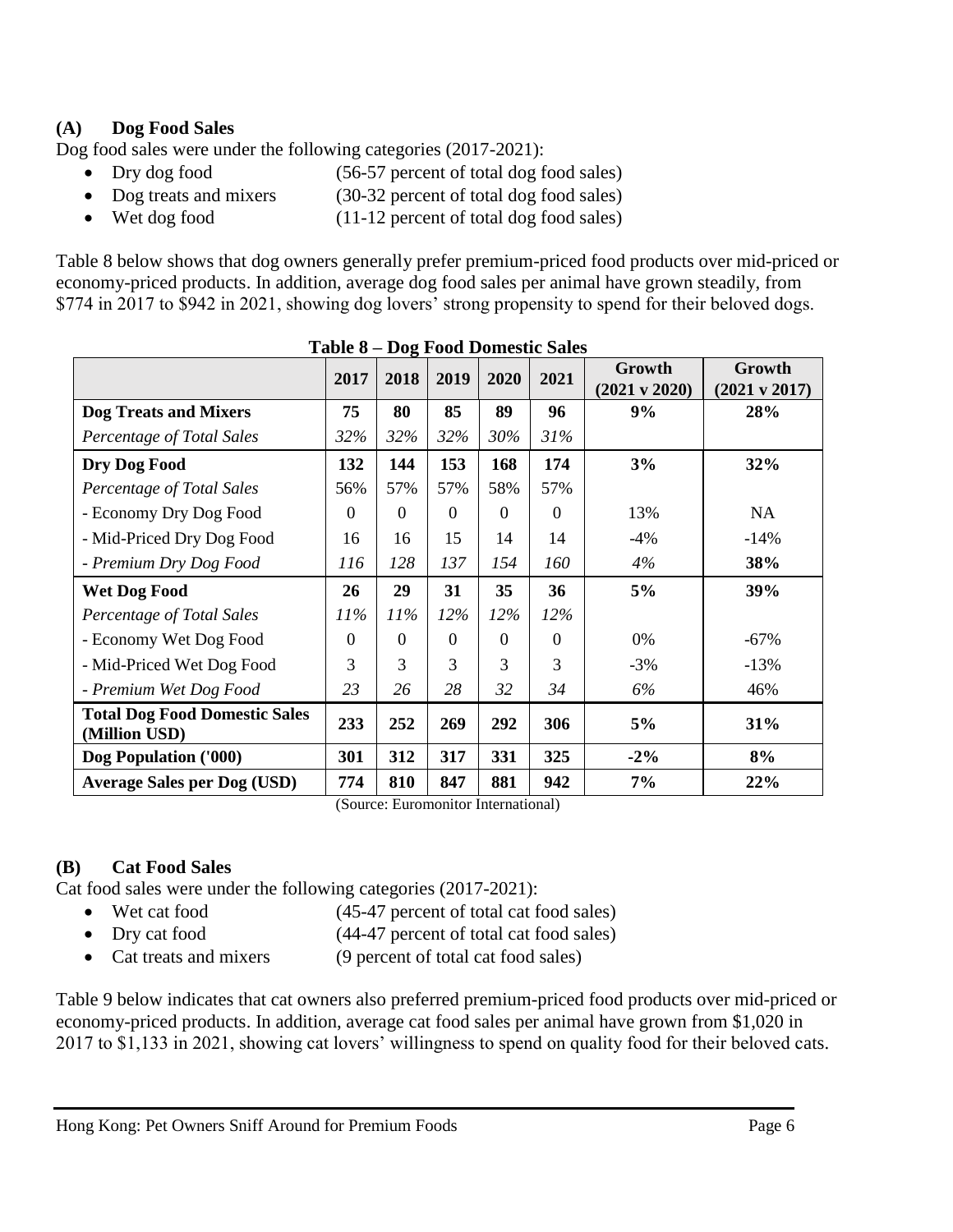### (A) Dog Food Sales

Dog food sales were under the following categories (2017-2021):

- Dry dog food (56-57 percent of total dog food sales)
- Dog treats and mixers (30-32 percent of total dog food sales)
- Wet dog food (11-12 percent of total dog food sales)

Table 8 below shows that dog owners generally prefer premium-priced food products over mid-priced or economy-priced products. In addition, average dog food sales per animal have grown steadily, from $774 in 2017 to $942 in 2021, showing dog lovers' strong propensity to spend for their beloved dogs.

**Table 8 – Dog Food Domestic Sales**

| | 2017 | 2018 | 2019 | 2020 | 2021 | Growth (2021 v 2020) | Growth (2021 v 2017) |
|---|---|---|---|---|---|---|---|
| **Dog Treats and Mixers** | **75** | **80** | **85** | **89** | **96** | **9%** | **28%** |
| *Percentage of Total Sales* | *32%* | *32%* | *32%* | *30%* | *31%* | | |
| **Dry Dog Food** | **132** | **144** | **153** | **168** | **174** | **3%** | **32%** |
| *Percentage of Total Sales* | 56% | 57% | 57% | 58% | 57% | | |
| - Economy Dry Dog Food | 0 | 0 | 0 | 0 | 0 | 13% | NA |
| - Mid-Priced Dry Dog Food | 16 | 16 | 15 | 14 | 14 | -4% | -14% |
| *- Premium Dry Dog Food* | *116* | *128* | *137* | *154* | *160* | *4%* | **38%** |
| **Wet Dog Food** | **26** | **29** | **31** | **35** | **36** | **5%** | **39%** |
| *Percentage of Total Sales* | *11%* | *11%* | *12%* | *12%* | *12%* | | |
| - Economy Wet Dog Food | 0 | 0 | 0 | 0 | 0 | 0% | -67% |
| - Mid-Priced Wet Dog Food | 3 | 3 | 3 | 3 | 3 | -3% | -13% |
| *- Premium Wet Dog Food* | *23* | *26* | *28* | *32* | *34* | *6%* | 46% |
| **Total Dog Food Domestic Sales (Million USD)** | **233** | **252** | **269** | **292** | **306** | **5%** | **31%** |
| **Dog Population ('000)** | **301** | **312** | **317** | **331** | **325** | **-2%** | **8%** |
| **Average Sales per Dog (USD)** | **774** | **810** | **847** | **881** | **942** | **7%** | **22%** |

(Source: Euromonitor International)

### (B) Cat Food Sales

Cat food sales were under the following categories (2017-2021):

- Wet cat food (45-47 percent of total cat food sales)
- Dry cat food (44-47 percent of total cat food sales)
- Cat treats and mixers (9 percent of total cat food sales)

Table 9 below indicates that cat owners also preferred premium-priced food products over mid-priced or economy-priced products. In addition, average cat food sales per animal have grown from $1,020 in 2017 to $1,133 in 2021, showing cat lovers' willingness to spend on quality food for their beloved cats.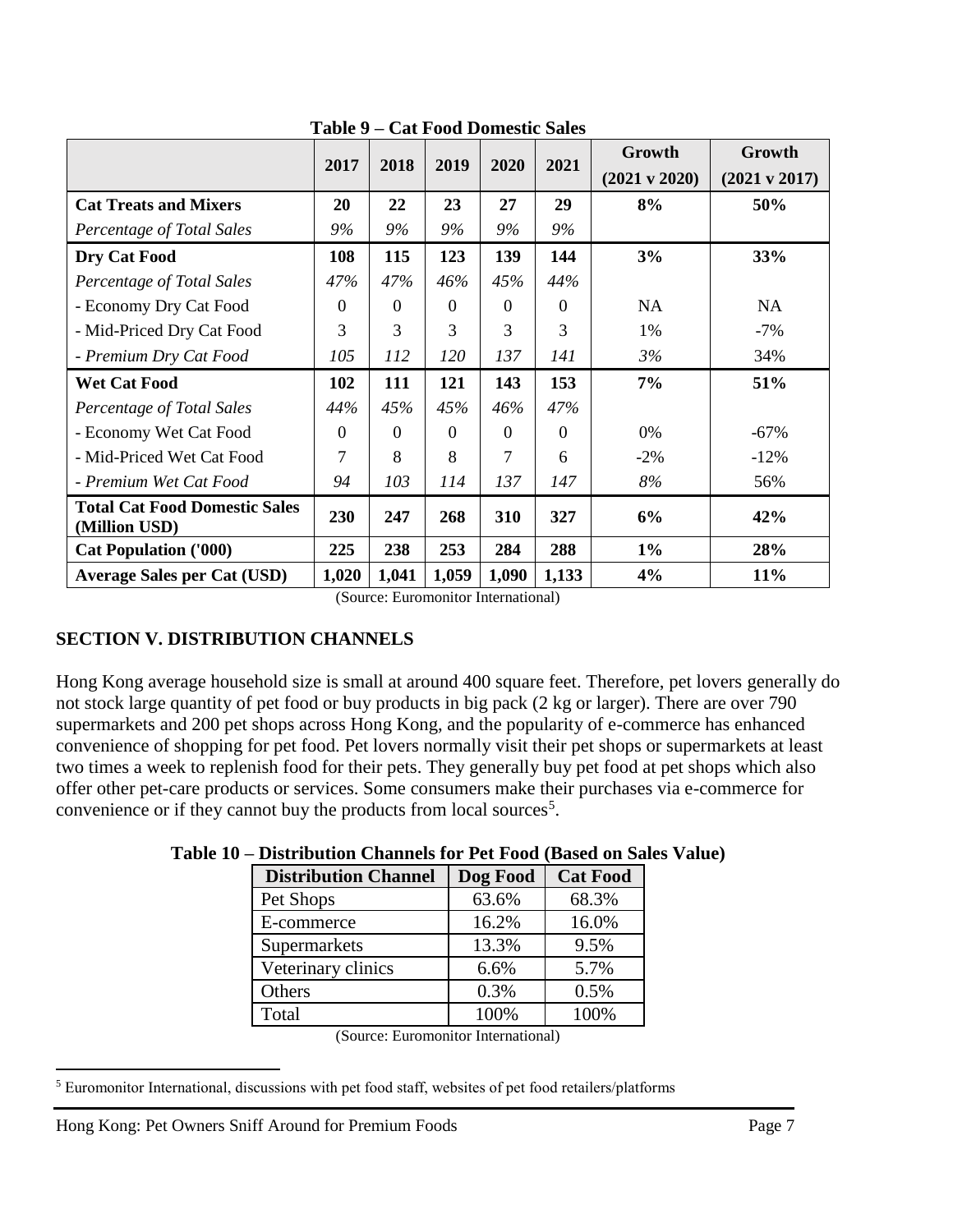**Table 9 – Cat Food Domestic Sales**

| | 2017 | 2018 | 2019 | 2020 | 2021 | Growth (2021 v 2020) | Growth (2021 v 2017) |
|---|---|---|---|---|---|---|---|
| **Cat Treats and Mixers** | **20** | **22** | **23** | **27** | **29** | **8%** | **50%** |
| *Percentage of Total Sales* | *9%* | *9%* | *9%* | *9%* | *9%* | | |
| **Dry Cat Food** | **108** | **115** | **123** | **139** | **144** | **3%** | **33%** |
| *Percentage of Total Sales* | *47%* | *47%* | *46%* | *45%* | *44%* | | |
| - Economy Dry Cat Food | 0 | 0 | 0 | 0 | 0 | NA | NA |
| - Mid-Priced Dry Cat Food | 3 | 3 | 3 | 3 | 3 | 1% | -7% |
| *- Premium Dry Cat Food* | *105* | *112* | *120* | *137* | *141* | *3%* | 34% |
| **Wet Cat Food** | **102** | **111** | **121** | **143** | **153** | **7%** | **51%** |
| *Percentage of Total Sales* | *44%* | *45%* | *45%* | *46%* | *47%* | | |
| - Economy Wet Cat Food | 0 | 0 | 0 | 0 | 0 | 0% | -67% |
| - Mid-Priced Wet Cat Food | 7 | 8 | 8 | 7 | 6 | -2% | -12% |
| *- Premium Wet Cat Food* | *94* | *103* | *114* | *137* | *147* | *8%* | 56% |
| **Total Cat Food Domestic Sales (Million USD)** | **230** | **247** | **268** | **310** | **327** | **6%** | **42%** |
| **Cat Population ('000)** | **225** | **238** | **253** | **284** | **288** | **1%** | **28%** |
| **Average Sales per Cat (USD)** | **1,020** | **1,041** | **1,059** | **1,090** | **1,133** | **4%** | **11%** |

(Source: Euromonitor International)

## SECTION V. DISTRIBUTION CHANNELS

Hong Kong average household size is small at around 400 square feet. Therefore, pet lovers generally do not stock large quantity of pet food or buy products in big pack (2 kg or larger). There are over 790 supermarkets and 200 pet shops across Hong Kong, and the popularity of e-commerce has enhanced convenience of shopping for pet food. Pet lovers normally visit their pet shops or supermarkets at least two times a week to replenish food for their pets. They generally buy pet food at pet shops which also offer other pet-care products or services. Some consumers make their purchases via e-commerce for convenience or if they cannot buy the products from local sources[5].

**Table 10 – Distribution Channels for Pet Food (Based on Sales Value)**

| Distribution Channel | Dog Food | Cat Food |
|---|---|---|
| Pet Shops | 63.6% | 68.3% |
| E-commerce | 16.2% | 16.0% |
| Supermarkets | 13.3% | 9.5% |
| Veterinary clinics | 6.6% | 5.7% |
| Others | 0.3% | 0.5% |
| Total | 100% | 100% |

(Source: Euromonitor International)

[5] Euromonitor International, discussions with pet food staff, websites of pet food retailers/platforms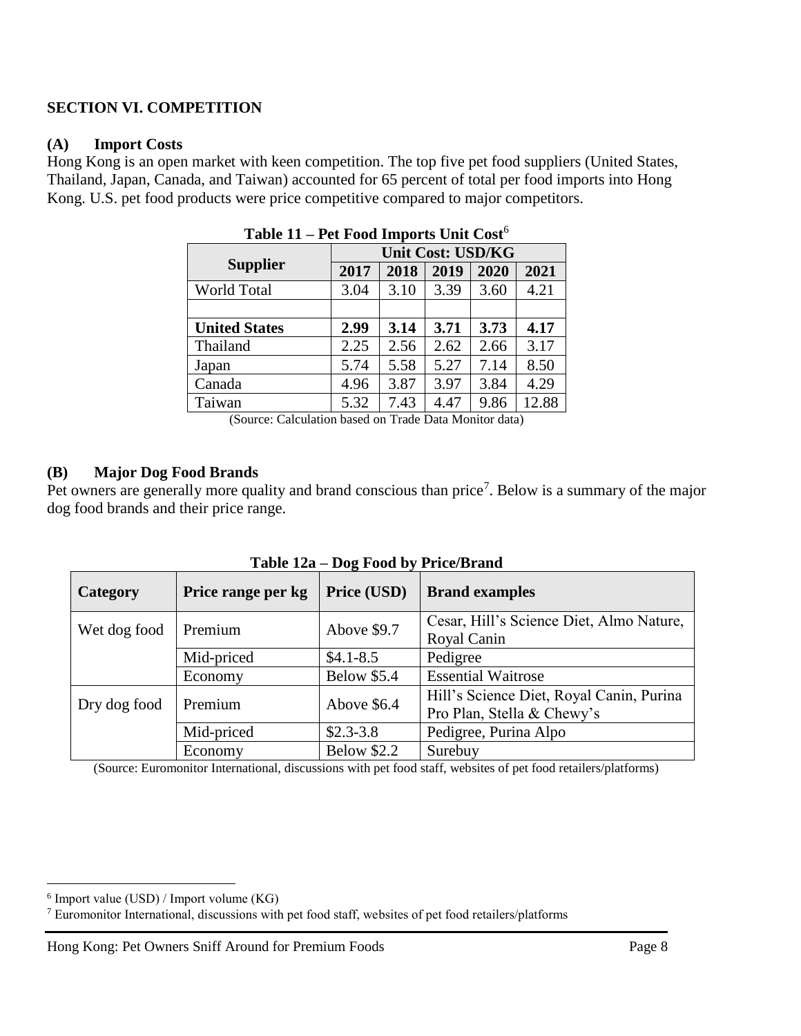## SECTION VI. COMPETITION

### (A) Import Costs

Hong Kong is an open market with keen competition. The top five pet food suppliers (United States, Thailand, Japan, Canada, and Taiwan) accounted for 65 percent of total per food imports into Hong Kong. U.S. pet food products were price competitive compared to major competitors.

**Table 11 – Pet Food Imports Unit Cost**[6]

| Supplier | Unit Cost: USD/KG | | | | |
|---|---|---|---|---|---|
| | 2017 | 2018 | 2019 | 2020 | 2021 |
| World Total | 3.04 | 3.10 | 3.39 | 3.60 | 4.21 |
| | | | | | |
| **United States** | **2.99** | **3.14** | **3.71** | **3.73** | **4.17** |
| Thailand | 2.25 | 2.56 | 2.62 | 2.66 | 3.17 |
| Japan | 5.74 | 5.58 | 5.27 | 7.14 | 8.50 |
| Canada | 4.96 | 3.87 | 3.97 | 3.84 | 4.29 |
| Taiwan | 5.32 | 7.43 | 4.47 | 9.86 | 12.88 |

(Source: Calculation based on Trade Data Monitor data)

### (B) Major Dog Food Brands

Pet owners are generally more quality and brand conscious than price[7]. Below is a summary of the major dog food brands and their price range.

**Table 12a – Dog Food by Price/Brand**

| Category | Price range per kg | Price (USD) | Brand examples |
|---|---|---|---|
| Wet dog food | Premium | Above $9.7 | Cesar, Hill's Science Diet, Almo Nature, Royal Canin |
| | Mid-priced | $4.1-8.5 | Pedigree |
| | Economy | Below $5.4 | Essential Waitrose |
| Dry dog food | Premium | Above $6.4 | Hill's Science Diet, Royal Canin, Purina Pro Plan, Stella & Chewy's |
| | Mid-priced | $2.3-3.8 | Pedigree, Purina Alpo |
| | Economy | Below $2.2 | Surebuy |

(Source: Euromonitor International, discussions with pet food staff, websites of pet food retailers/platforms)

[6] Import value (USD) / Import volume (KG)

[7] Euromonitor International, discussions with pet food staff, websites of pet food retailers/platforms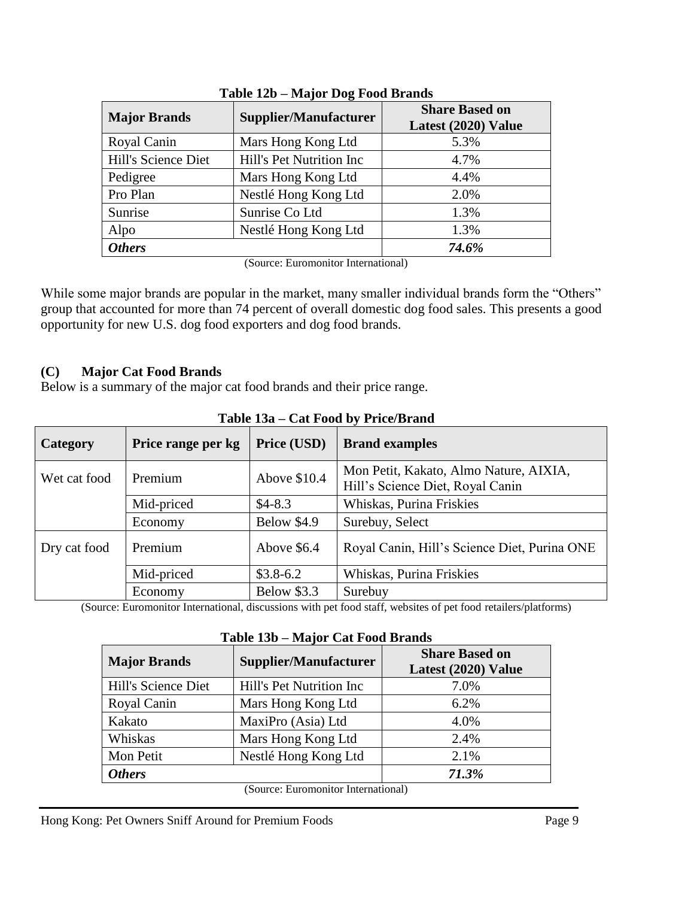**Table 12b – Major Dog Food Brands**

| Major Brands | Supplier/Manufacturer | Share Based on Latest (2020) Value |
|---|---|---|
| Royal Canin | Mars Hong Kong Ltd | 5.3% |
| Hill's Science Diet | Hill's Pet Nutrition Inc | 4.7% |
| Pedigree | Mars Hong Kong Ltd | 4.4% |
| Pro Plan | Nestlé Hong Kong Ltd | 2.0% |
| Sunrise | Sunrise Co Ltd | 1.3% |
| Alpo | Nestlé Hong Kong Ltd | 1.3% |
| ***Others*** | | ***74.6%*** |

(Source: Euromonitor International)

While some major brands are popular in the market, many smaller individual brands form the "Others" group that accounted for more than 74 percent of overall domestic dog food sales. This presents a good opportunity for new U.S. dog food exporters and dog food brands.

## (C) Major Cat Food Brands

Below is a summary of the major cat food brands and their price range.

**Table 13a – Cat Food by Price/Brand**

| Category | Price range per kg | Price (USD) | Brand examples |
|---|---|---|---|
| Wet cat food | Premium | Above $10.4 | Mon Petit, Kakato, Almo Nature, AIXIA, Hill's Science Diet, Royal Canin |
| | Mid-priced | $4-8.3 | Whiskas, Purina Friskies |
| | Economy | Below $4.9 | Surebuy, Select |
| Dry cat food | Premium | Above $6.4 | Royal Canin, Hill's Science Diet, Purina ONE |
| | Mid-priced | $3.8-6.2 | Whiskas, Purina Friskies |
| | Economy | Below $3.3 | Surebuy |

(Source: Euromonitor International, discussions with pet food staff, websites of pet food retailers/platforms)

**Table 13b – Major Cat Food Brands**

| Major Brands | Supplier/Manufacturer | Share Based on Latest (2020) Value |
|---|---|---|
| Hill's Science Diet | Hill's Pet Nutrition Inc | 7.0% |
| Royal Canin | Mars Hong Kong Ltd | 6.2% |
| Kakato | MaxiPro (Asia) Ltd | 4.0% |
| Whiskas | Mars Hong Kong Ltd | 2.4% |
| Mon Petit | Nestlé Hong Kong Ltd | 2.1% |
| ***Others*** | | ***71.3%*** |

(Source: Euromonitor International)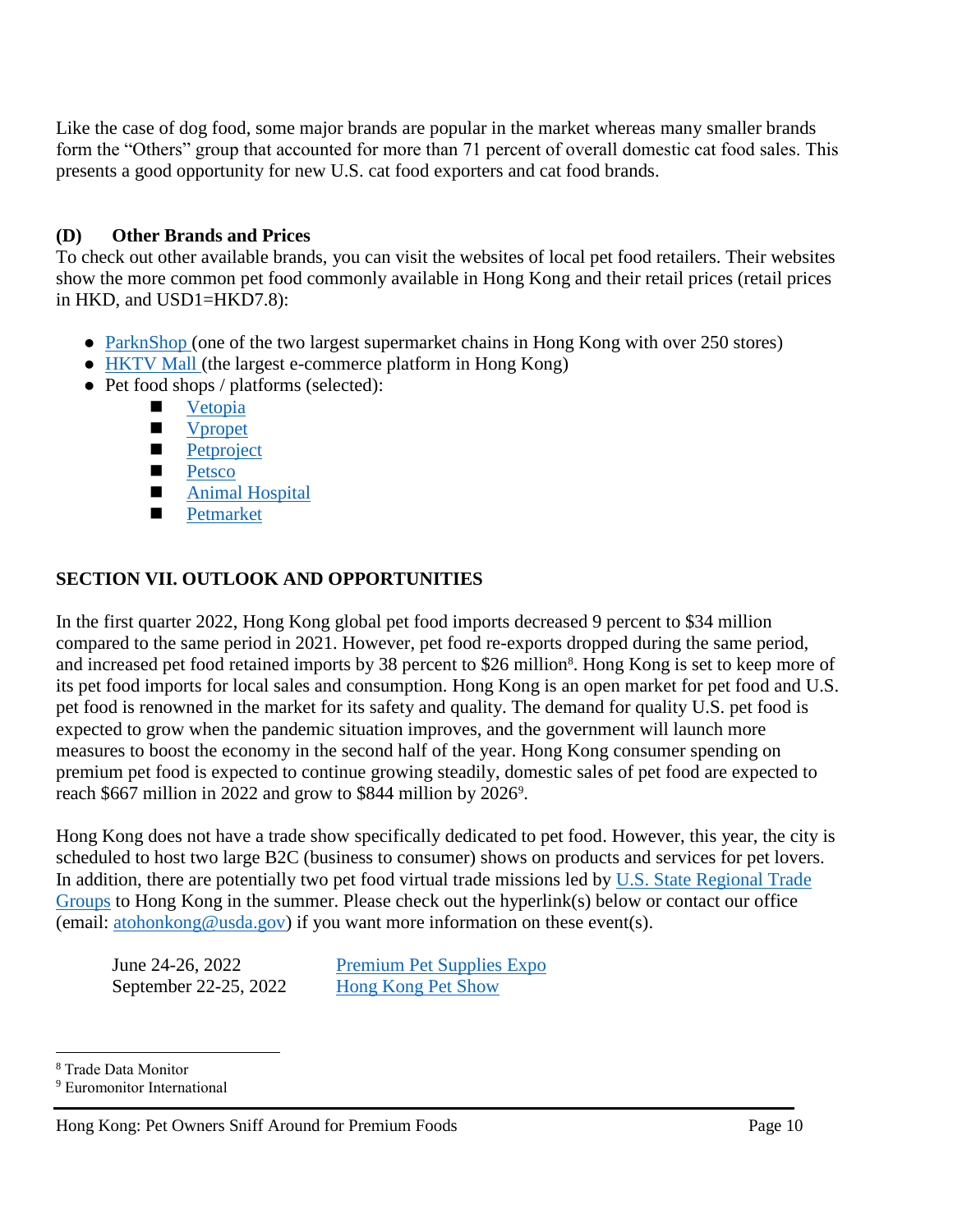Like the case of dog food, some major brands are popular in the market whereas many smaller brands form the "Others" group that accounted for more than 71 percent of overall domestic cat food sales. This presents a good opportunity for new U.S. cat food exporters and cat food brands.

### (D) Other Brands and Prices

To check out other available brands, you can visit the websites of local pet food retailers. Their websites show the more common pet food commonly available in Hong Kong and their retail prices (retail prices in HKD, and USD1=HKD7.8):

- ParknShop (one of the two largest supermarket chains in Hong Kong with over 250 stores)
- HKTV Mall (the largest e-commerce platform in Hong Kong)
- Pet food shops / platforms (selected):
  - Vetopia
  - Vpropet
  - Petproject
  - Petsco
  - Animal Hospital
  - Petmarket

## SECTION VII. OUTLOOK AND OPPORTUNITIES

In the first quarter 2022, Hong Kong global pet food imports decreased 9 percent to $34 million compared to the same period in 2021. However, pet food re-exports dropped during the same period, and increased pet food retained imports by 38 percent to $26 million[8]. Hong Kong is set to keep more of its pet food imports for local sales and consumption. Hong Kong is an open market for pet food and U.S. pet food is renowned in the market for its safety and quality. The demand for quality U.S. pet food is expected to grow when the pandemic situation improves, and the government will launch more measures to boost the economy in the second half of the year. Hong Kong consumer spending on premium pet food is expected to continue growing steadily, domestic sales of pet food are expected to reach $667 million in 2022 and grow to $844 million by 2026[9].

Hong Kong does not have a trade show specifically dedicated to pet food. However, this year, the city is scheduled to host two large B2C (business to consumer) shows on products and services for pet lovers. In addition, there are potentially two pet food virtual trade missions led by U.S. State Regional Trade Groups to Hong Kong in the summer. Please check out the hyperlink(s) below or contact our office (email: atohonkong@usda.gov) if you want more information on these event(s).

| | |
|---|---|
| June 24-26, 2022 | Premium Pet Supplies Expo |
| September 22-25, 2022 | Hong Kong Pet Show |

[8] Trade Data Monitor

[9] Euromonitor International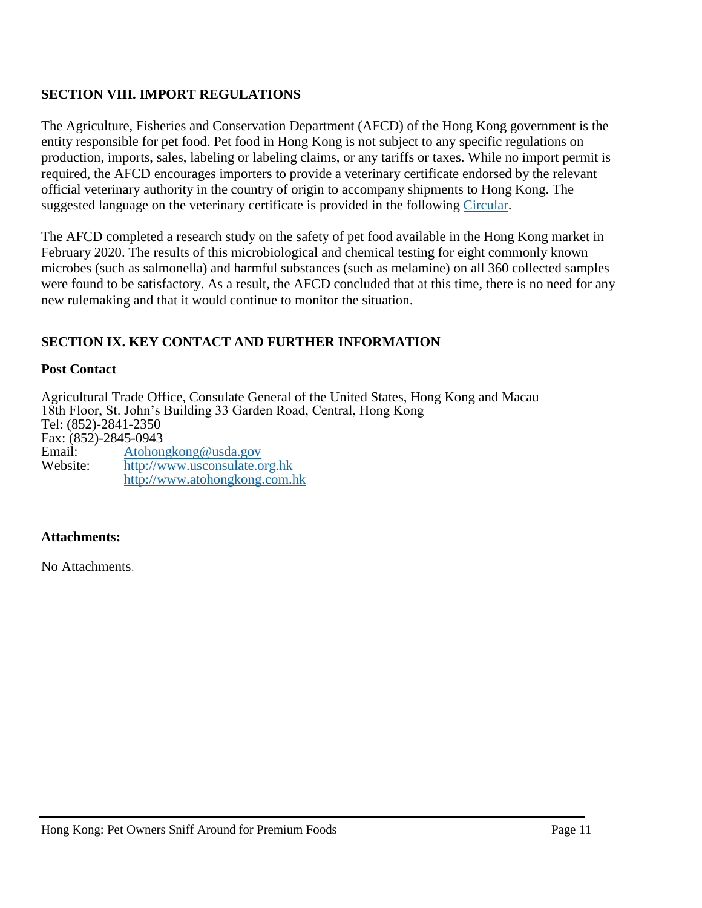## SECTION VIII. IMPORT REGULATIONS

The Agriculture, Fisheries and Conservation Department (AFCD) of the Hong Kong government is the entity responsible for pet food. Pet food in Hong Kong is not subject to any specific regulations on production, imports, sales, labeling or labeling claims, or any tariffs or taxes. While no import permit is required, the AFCD encourages importers to provide a veterinary certificate endorsed by the relevant official veterinary authority in the country of origin to accompany shipments to Hong Kong. The suggested language on the veterinary certificate is provided in the following Circular.

The AFCD completed a research study on the safety of pet food available in the Hong Kong market in February 2020. The results of this microbiological and chemical testing for eight commonly known microbes (such as salmonella) and harmful substances (such as melamine) on all 360 collected samples were found to be satisfactory. As a result, the AFCD concluded that at this time, there is no need for any new rulemaking and that it would continue to monitor the situation.

## SECTION IX. KEY CONTACT AND FURTHER INFORMATION

### Post Contact

Agricultural Trade Office, Consulate General of the United States, Hong Kong and Macau
18th Floor, St. John's Building 33 Garden Road, Central, Hong Kong
Tel: (852)-2841-2350
Fax: (852)-2845-0943
Email: Atohongkong@usda.gov
Website: http://www.usconsulate.org.hk
http://www.atohongkong.com.hk

### Attachments:

No Attachments.